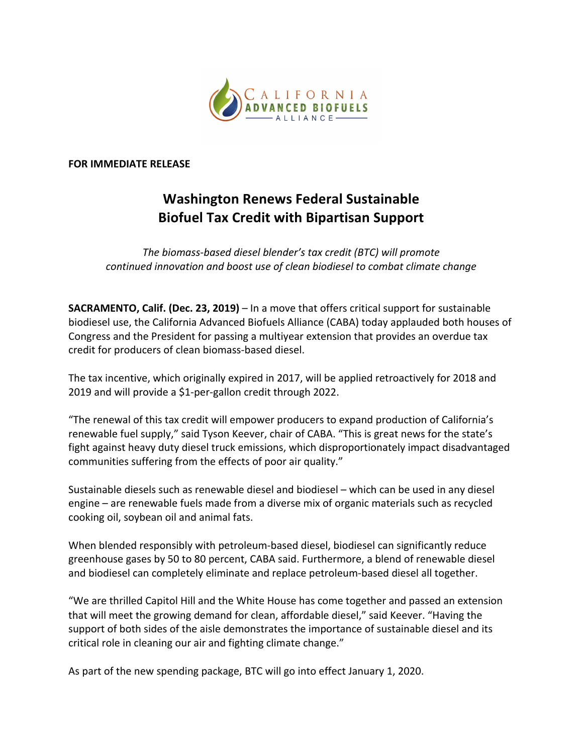CALIFORNIA ADVANCED BIOFUELS ALLIANCE

**FOR IMMEDIATE RELEASE**

# Washington Renews Federal Sustainable Biofuel Tax Credit with Bipartisan Support

*The biomass-based diesel blender's tax credit (BTC) will promote continued innovation and boost use of clean biodiesel to combat climate change*

**SACRAMENTO, Calif. (Dec. 23, 2019)** – In a move that offers critical support for sustainable biodiesel use, the California Advanced Biofuels Alliance (CABA) today applauded both houses of Congress and the President for passing a multiyear extension that provides an overdue tax credit for producers of clean biomass-based diesel.

The tax incentive, which originally expired in 2017, will be applied retroactively for 2018 and 2019 and will provide a $1-per-gallon credit through 2022.

"The renewal of this tax credit will empower producers to expand production of California's renewable fuel supply," said Tyson Keever, chair of CABA. "This is great news for the state's fight against heavy duty diesel truck emissions, which disproportionately impact disadvantaged communities suffering from the effects of poor air quality."

Sustainable diesels such as renewable diesel and biodiesel – which can be used in any diesel engine – are renewable fuels made from a diverse mix of organic materials such as recycled cooking oil, soybean oil and animal fats.

When blended responsibly with petroleum-based diesel, biodiesel can significantly reduce greenhouse gases by 50 to 80 percent, CABA said. Furthermore, a blend of renewable diesel and biodiesel can completely eliminate and replace petroleum-based diesel all together.

"We are thrilled Capitol Hill and the White House has come together and passed an extension that will meet the growing demand for clean, affordable diesel," said Keever. "Having the support of both sides of the aisle demonstrates the importance of sustainable diesel and its critical role in cleaning our air and fighting climate change."

As part of the new spending package, BTC will go into effect January 1, 2020.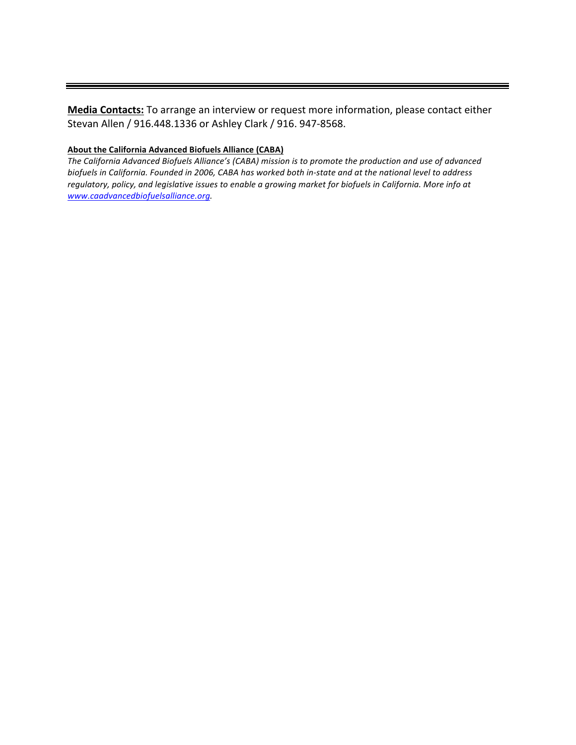---

**Media Contacts:** To arrange an interview or request more information, please contact either Stevan Allen / 916.448.1336 or Ashley Clark / 916. 947-8568.

**About the California Advanced Biofuels Alliance (CABA)**

*The California Advanced Biofuels Alliance's (CABA) mission is to promote the production and use of advanced biofuels in California. Founded in 2006, CABA has worked both in-state and at the national level to address regulatory, policy, and legislative issues to enable a growing market for biofuels in California. More info at [www.caadvancedbiofuelsalliance.org](http://www.caadvancedbiofuelsalliance.org).*